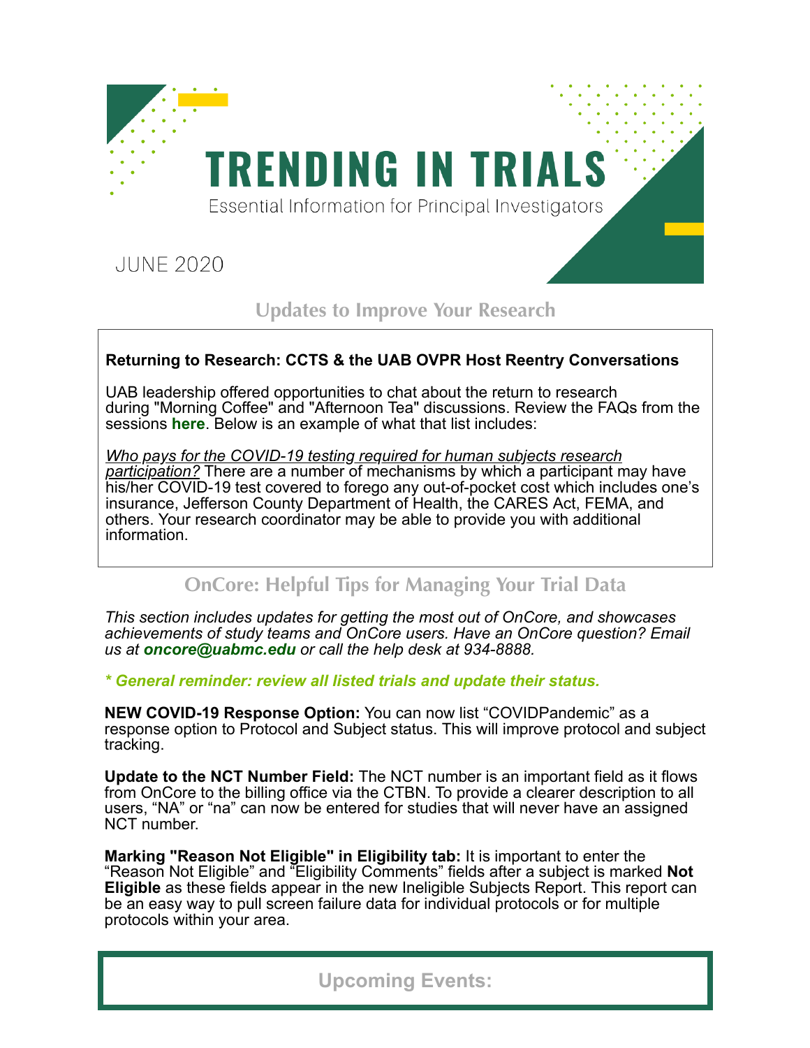# TRENDING IN TRIALS

Essential Information for Principal Investigators

JUNE 2020

## Updates to Improve Your Research

**Returning to Research: CCTS & the UAB OVPR Host Reentry Conversations**

UAB leadership offered opportunities to chat about the return to research during "Morning Coffee" and "Afternoon Tea" discussions. Review the FAQs from the sessions **here**. Below is an example of what that list includes:

*Who pays for the COVID-19 testing required for human subjects research participation?* There are a number of mechanisms by which a participant may have his/her COVID-19 test covered to forego any out-of-pocket cost which includes one's insurance, Jefferson County Department of Health, the CARES Act, FEMA, and others. Your research coordinator may be able to provide you with additional information.

## OnCore: Helpful Tips for Managing Your Trial Data

*This section includes updates for getting the most out of OnCore, and showcases achievements of study teams and OnCore users. Have an OnCore question? Email us at **oncore@uabmc.edu** or call the help desk at 934-8888.*

***\* General reminder: review all listed trials and update their status.***

**NEW COVID-19 Response Option:** You can now list "COVIDPandemic" as a response option to Protocol and Subject status. This will improve protocol and subject tracking.

**Update to the NCT Number Field:** The NCT number is an important field as it flows from OnCore to the billing office via the CTBN. To provide a clearer description to all users, "NA" or "na" can now be entered for studies that will never have an assigned NCT number.

**Marking "Reason Not Eligible" in Eligibility tab:** It is important to enter the "Reason Not Eligible" and "Eligibility Comments" fields after a subject is marked **Not Eligible** as these fields appear in the new Ineligible Subjects Report. This report can be an easy way to pull screen failure data for individual protocols or for multiple protocols within your area.

## Upcoming Events: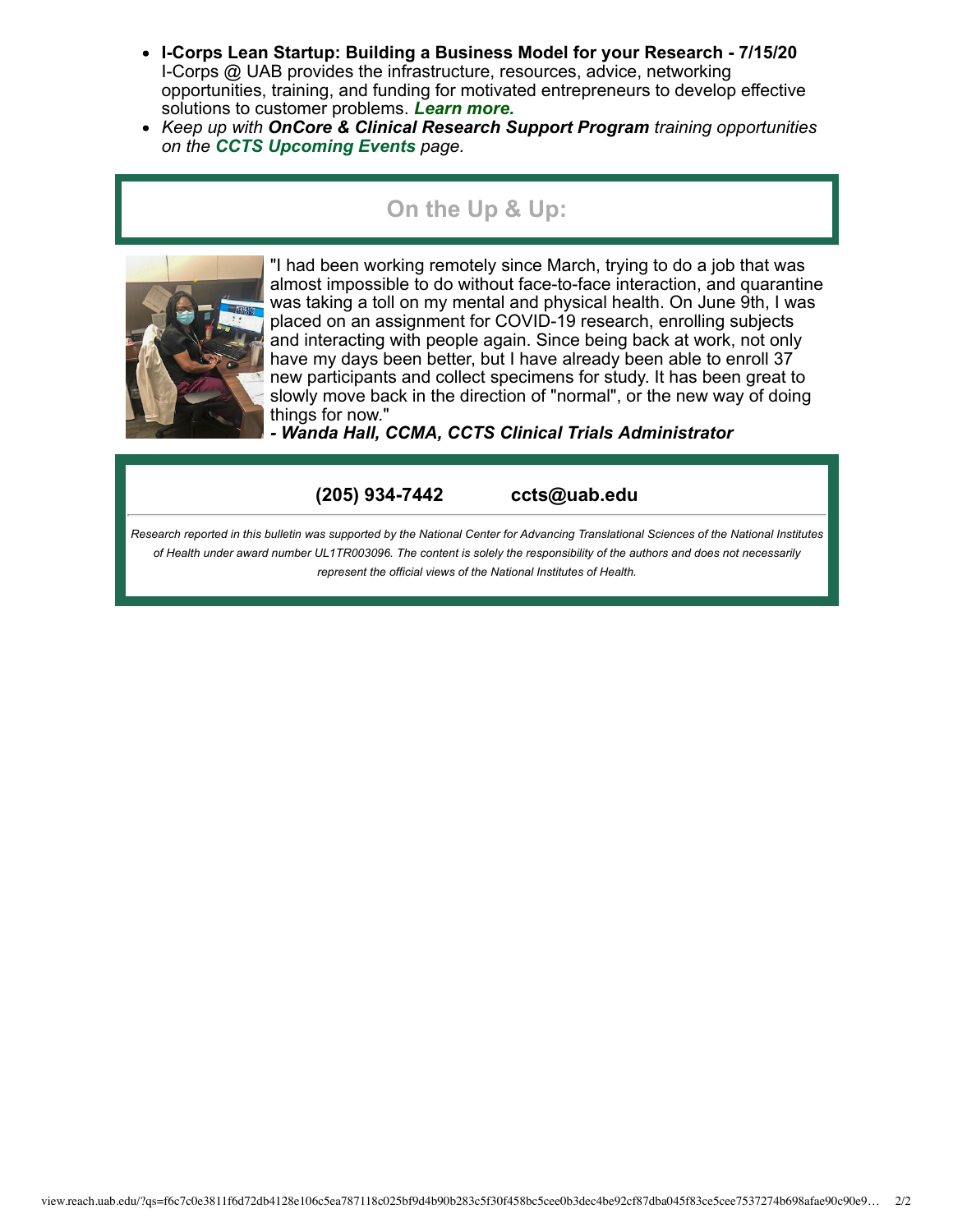- **I-Corps Lean Startup: Building a Business Model for your Research - 7/15/20**
  I-Corps @ UAB provides the infrastructure, resources, advice, networking opportunities, training, and funding for motivated entrepreneurs to develop effective solutions to customer problems. ***Learn more.***
- *Keep up with **OnCore & Clinical Research Support Program** training opportunities on the **CCTS Upcoming Events** page.*

## On the Up & Up:

"I had been working remotely since March, trying to do a job that was almost impossible to do without face-to-face interaction, and quarantine was taking a toll on my mental and physical health. On June 9th, I was placed on an assignment for COVID-19 research, enrolling subjects and interacting with people again. Since being back at work, not only have my days been better, but I have already been able to enroll 37 new participants and collect specimens for study. It has been great to slowly move back in the direction of "normal", or the new way of doing things for now."

***- Wanda Hall, CCMA, CCTS Clinical Trials Administrator***

**(205) 934-7442** **ccts@uab.edu**

*Research reported in this bulletin was supported by the National Center for Advancing Translational Sciences of the National Institutes of Health under award number UL1TR003096. The content is solely the responsibility of the authors and does not necessarily represent the official views of the National Institutes of Health.*